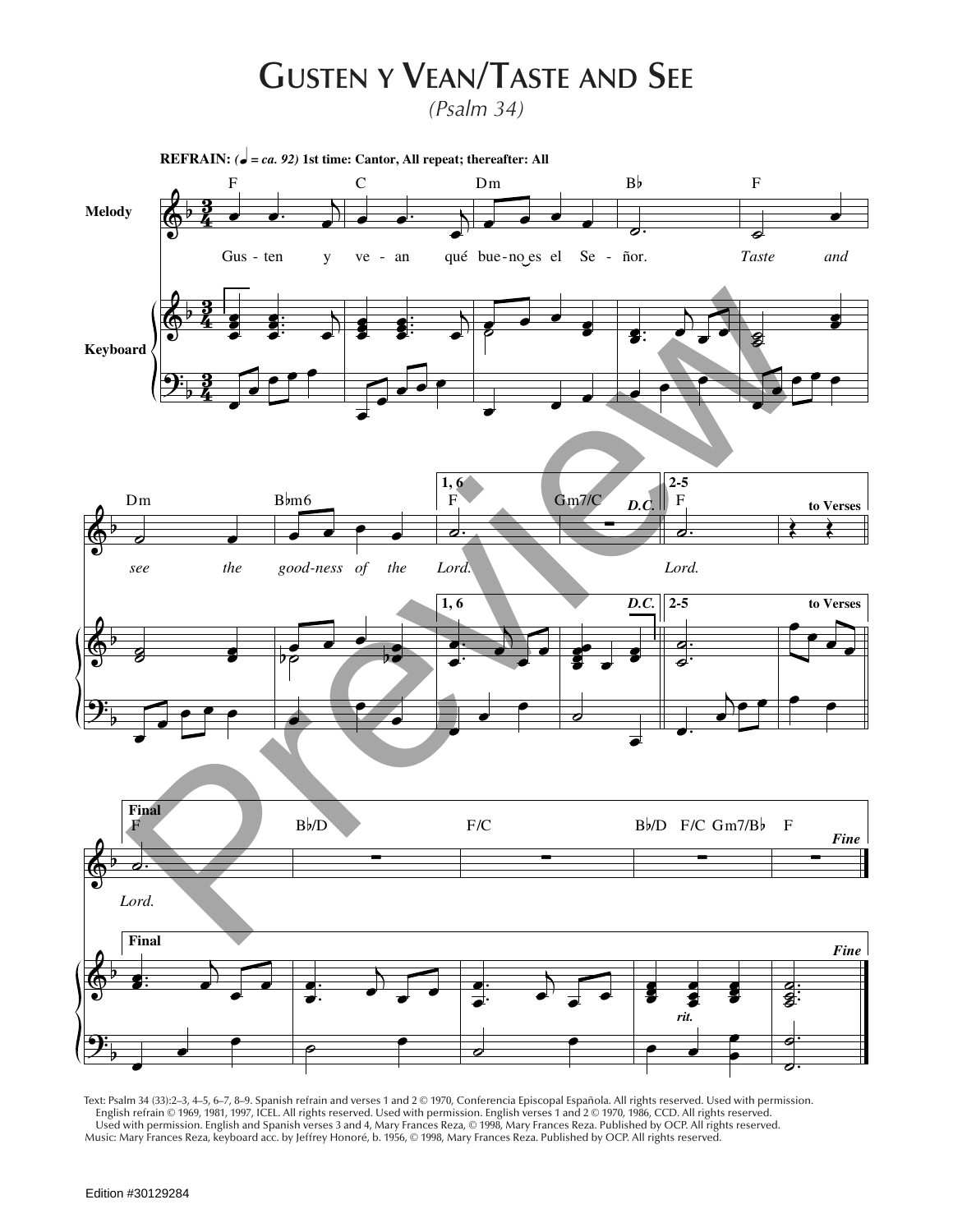# Gusten y Vean/Taste and See

*(Psalm 34)*

**REFRAIN:** *(♩ = ca. 92)* **1st time: Cantor, All repeat; thereafter: All**

Gus - ten y ve - an qué bue - no es el Se - ñor. *Taste and see the good - ness of the Lord.*

**1, 6** *Lord.* **D.C.**

**2-5** *Lord.* **to Verses**

**Final** *Lord.* **Fine**

Text: Psalm 34 (33):2–3, 4–5, 6–7, 8–9. Spanish refrain and verses 1 and 2 © 1970, Conferencia Episcopal Española. All rights reserved. Used with permission. English refrain © 1969, 1981, 1997, ICEL. All rights reserved. Used with permission. English verses 1 and 2 © 1970, 1986, CCD. All rights reserved. Used with permission. English and Spanish verses 3 and 4, Mary Frances Reza, © 1998, Mary Frances Reza. Published by OCP. All rights reserved.
Music: Mary Frances Reza, keyboard acc. by Jeffrey Honoré, b. 1956, © 1998, Mary Frances Reza. Published by OCP. All rights reserved.

Edition #30129284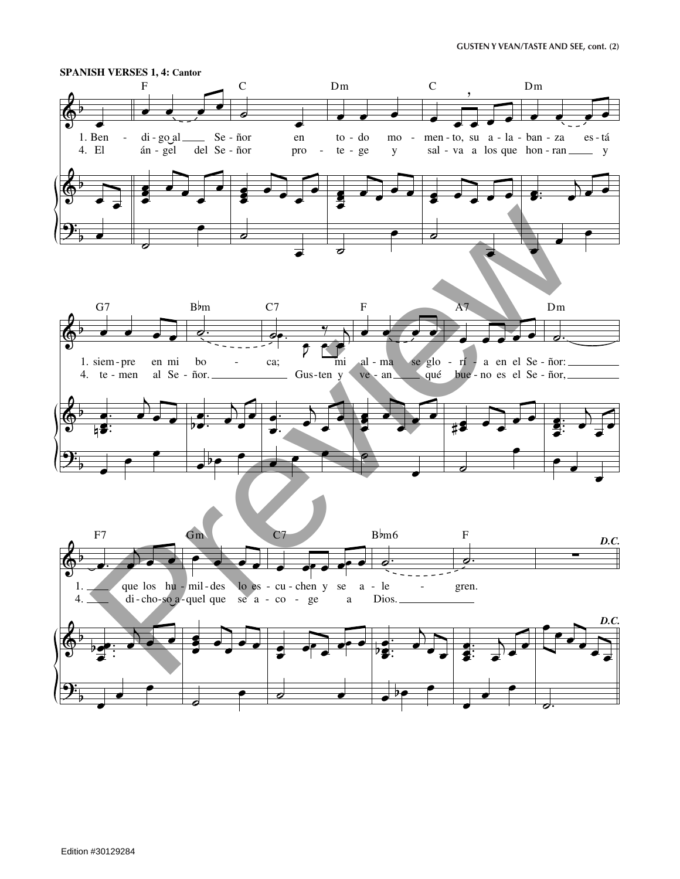**SPANISH VERSES 1, 4: Cantor**

1. Bendigo al Señor en todo momento, su alabanza está siempre en mi boca; mi alma se gloría en el Señor: que los humildes lo escuchen y se alegren.

4. El ángel del Señor protege y salva a los que honran y temen al Señor. Gusten y vean qué bueno es el Señor, dichoso aquel que se acoge a Dios.

*D.C.*

Edition #30129284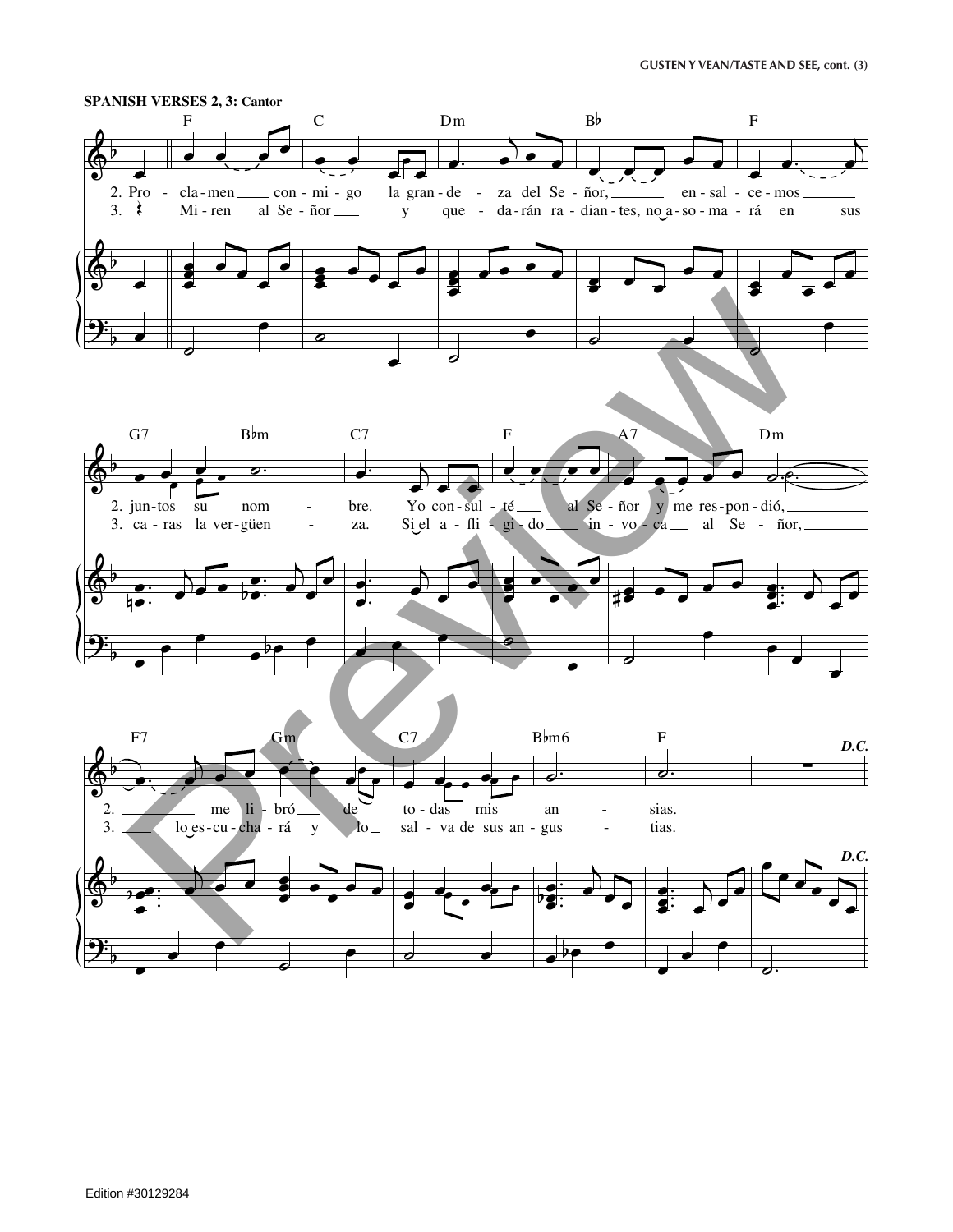**SPANISH VERSES 2, 3: Cantor**

2. Proclamen conmigo la grandeza del Señor, ensalcemos juntos su nombre. Yo consulté al Señor y me respondió, me libró de todas mis ansias.

3. Miren al Señor y quedarán radiantes, no asomará en sus caras la vergüenza. Si el afligido invoca al Señor, lo escuchará y lo salva de sus angustias.

*D.C.*

Edition #30129284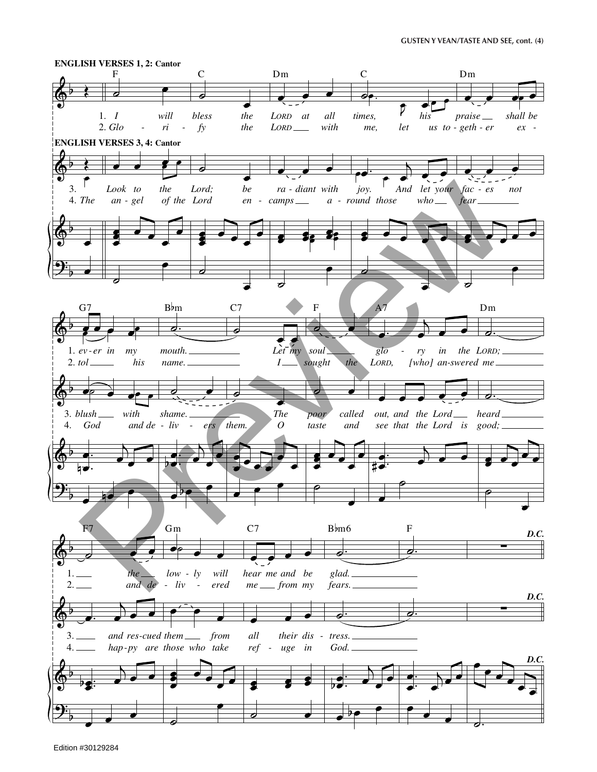**ENGLISH VERSES 1, 2: Cantor**

F C Dm C Dm

1. *I will bless the* LORD *at all times, his praise shall be*
2. *Glo - ri - fy the* LORD *with me, let us to - geth - er ex -*

**ENGLISH VERSES 3, 4: Cantor**

3. *Look to the Lord; be ra - diant with joy. And let your fac - es not*
4. *The an - gel of the Lord en - camps a - round those who fear*

G7 B♭m C7 F A7 Dm

1. *ev - er in my mouth. Let my soul glo - ry in the* LORD;
2. *tol his name. I sought the* LORD, *[who] an-swered me*

3. *blush with shame. The poor called out, and the Lord heard*
4. *God and de - liv - ers them. O taste and see that the Lord is good;*

F7 Gm C7 B♭m6 F

1. *the low - ly will hear me and be glad.*
2. *and de - liv - ered me from my fears.*

*D.C.*

3. *and res-cued them from all their dis - tress.*
4. *hap-py are those who take ref - uge in God.*

*D.C.*

*D.C.*

Edition #30129284